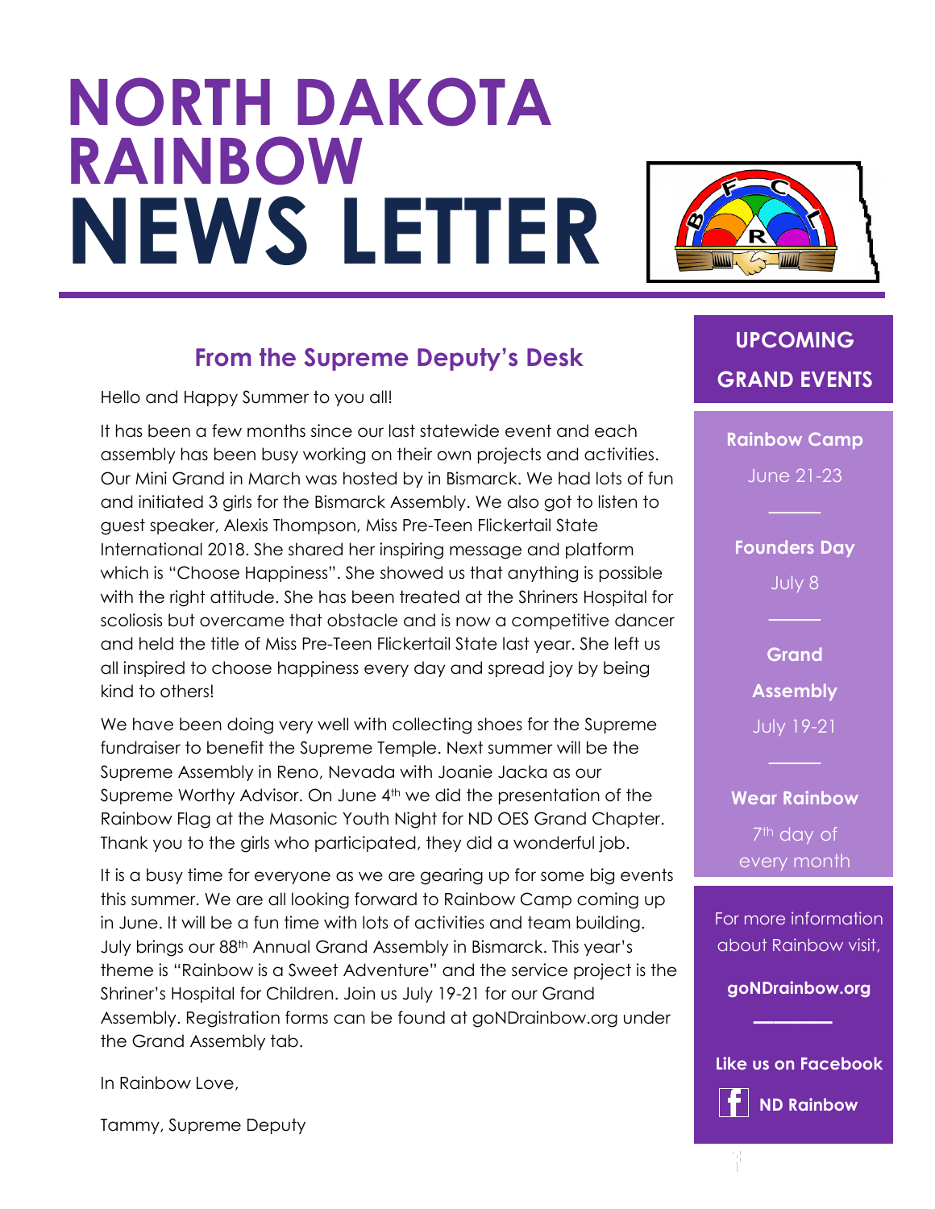# NORTH DAKOTA RAINBOW NEWS LETTER

## From the Supreme Deputy's Desk

Hello and Happy Summer to you all!

It has been a few months since our last statewide event and each assembly has been busy working on their own projects and activities. Our Mini Grand in March was hosted by in Bismarck. We had lots of fun and initiated 3 girls for the Bismarck Assembly. We also got to listen to guest speaker, Alexis Thompson, Miss Pre-Teen Flickertail State International 2018. She shared her inspiring message and platform which is "Choose Happiness". She showed us that anything is possible with the right attitude. She has been treated at the Shriners Hospital for scoliosis but overcame that obstacle and is now a competitive dancer and held the title of Miss Pre-Teen Flickertail State last year. She left us all inspired to choose happiness every day and spread joy by being kind to others!

We have been doing very well with collecting shoes for the Supreme fundraiser to benefit the Supreme Temple. Next summer will be the Supreme Assembly in Reno, Nevada with Joanie Jacka as our Supreme Worthy Advisor. On June 4th we did the presentation of the Rainbow Flag at the Masonic Youth Night for ND OES Grand Chapter. Thank you to the girls who participated, they did a wonderful job.

It is a busy time for everyone as we are gearing up for some big events this summer. We are all looking forward to Rainbow Camp coming up in June. It will be a fun time with lots of activities and team building. July brings our 88th Annual Grand Assembly in Bismarck. This year's theme is "Rainbow is a Sweet Adventure" and the service project is the Shriner's Hospital for Children. Join us July 19-21 for our Grand Assembly. Registration forms can be found at goNDrainbow.org under the Grand Assembly tab.

In Rainbow Love,

Tammy, Supreme Deputy

## UPCOMING GRAND EVENTS

**Rainbow Camp**

June 21-23

**Founders Day**

July 8

**Grand Assembly**

July 19-21

**Wear Rainbow**

7th day of every month

For more information about Rainbow visit,

**goNDrainbow.org**

**Like us on Facebook**

**ND Rainbow**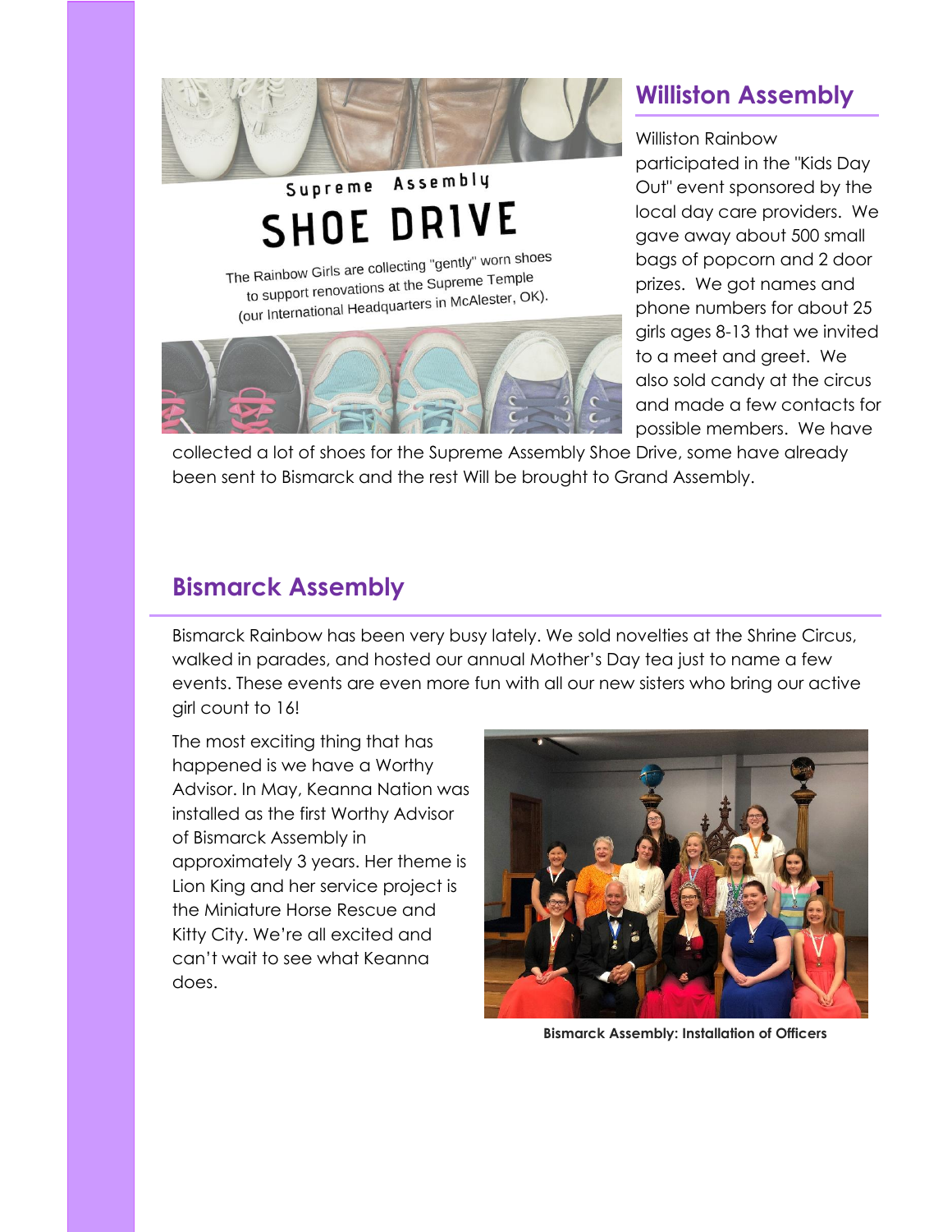Supreme Assembly

SHOE DRIVE

The Rainbow Girls are collecting "gently" worn shoes to support renovations at the Supreme Temple (our International Headquarters in McAlester, OK).

## Williston Assembly

Williston Rainbow participated in the "Kids Day Out" event sponsored by the local day care providers. We gave away about 500 small bags of popcorn and 2 door prizes. We got names and phone numbers for about 25 girls ages 8-13 that we invited to a meet and greet. We also sold candy at the circus and made a few contacts for possible members. We have collected a lot of shoes for the Supreme Assembly Shoe Drive, some have already been sent to Bismarck and the rest Will be brought to Grand Assembly.

## Bismarck Assembly

Bismarck Rainbow has been very busy lately. We sold novelties at the Shrine Circus, walked in parades, and hosted our annual Mother's Day tea just to name a few events. These events are even more fun with all our new sisters who bring our active girl count to 16!

The most exciting thing that has happened is we have a Worthy Advisor. In May, Keanna Nation was installed as the first Worthy Advisor of Bismarck Assembly in approximately 3 years. Her theme is Lion King and her service project is the Miniature Horse Rescue and Kitty City. We're all excited and can't wait to see what Keanna does.

**Bismarck Assembly: Installation of Officers**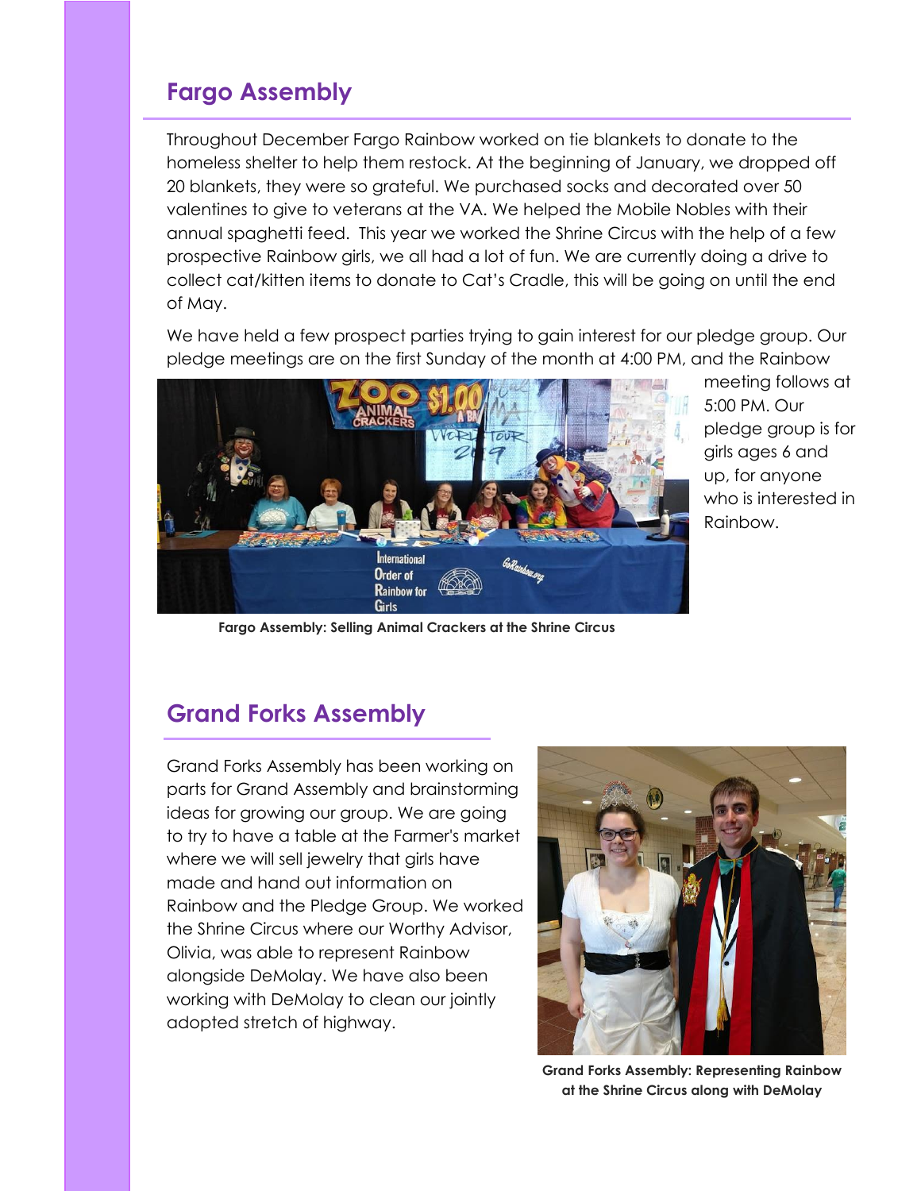## Fargo Assembly

Throughout December Fargo Rainbow worked on tie blankets to donate to the homeless shelter to help them restock. At the beginning of January, we dropped off 20 blankets, they were so grateful. We purchased socks and decorated over 50 valentines to give to veterans at the VA. We helped the Mobile Nobles with their annual spaghetti feed. This year we worked the Shrine Circus with the help of a few prospective Rainbow girls, we all had a lot of fun. We are currently doing a drive to collect cat/kitten items to donate to Cat's Cradle, this will be going on until the end of May.

We have held a few prospect parties trying to gain interest for our pledge group. Our pledge meetings are on the first Sunday of the month at 4:00 PM, and the Rainbow meeting follows at 5:00 PM. Our pledge group is for girls ages 6 and up, for anyone who is interested in Rainbow.

**Fargo Assembly: Selling Animal Crackers at the Shrine Circus**

## Grand Forks Assembly

Grand Forks Assembly has been working on parts for Grand Assembly and brainstorming ideas for growing our group. We are going to try to have a table at the Farmer's market where we will sell jewelry that girls have made and hand out information on Rainbow and the Pledge Group. We worked the Shrine Circus where our Worthy Advisor, Olivia, was able to represent Rainbow alongside DeMolay. We have also been working with DeMolay to clean our jointly adopted stretch of highway.

**Grand Forks Assembly: Representing Rainbow at the Shrine Circus along with DeMolay**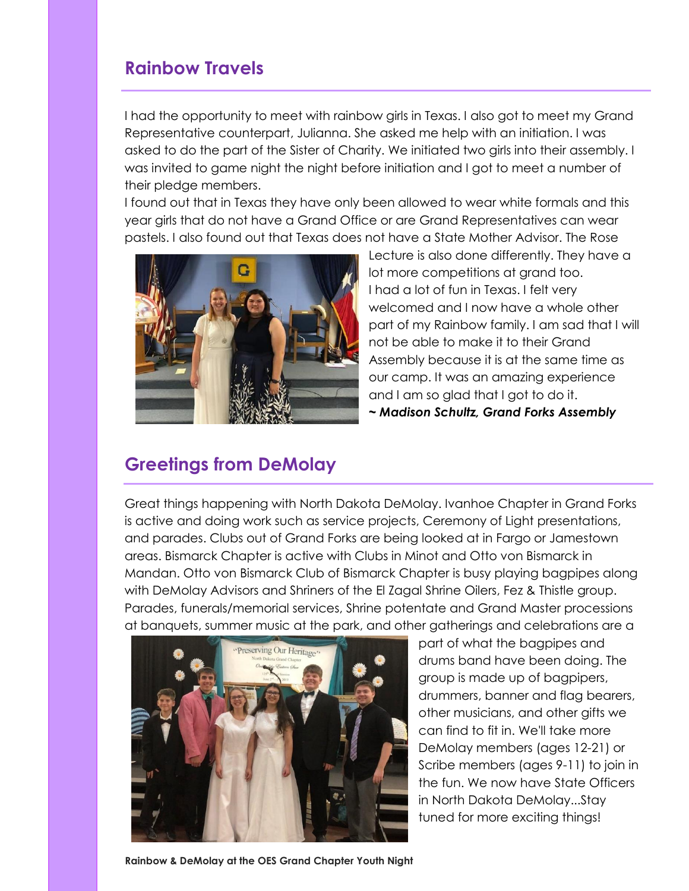## Rainbow Travels

I had the opportunity to meet with rainbow girls in Texas. I also got to meet my Grand Representative counterpart, Julianna. She asked me help with an initiation. I was asked to do the part of the Sister of Charity. We initiated two girls into their assembly. I was invited to game night the night before initiation and I got to meet a number of their pledge members.

I found out that in Texas they have only been allowed to wear white formals and this year girls that do not have a Grand Office or are Grand Representatives can wear pastels. I also found out that Texas does not have a State Mother Advisor. The Rose Lecture is also done differently. They have a lot more competitions at grand too.

I had a lot of fun in Texas. I felt very welcomed and I now have a whole other part of my Rainbow family. I am sad that I will not be able to make it to their Grand Assembly because it is at the same time as our camp. It was an amazing experience and I am so glad that I got to do it.

***~ Madison Schultz, Grand Forks Assembly***

## Greetings from DeMolay

Great things happening with North Dakota DeMolay. Ivanhoe Chapter in Grand Forks is active and doing work such as service projects, Ceremony of Light presentations, and parades. Clubs out of Grand Forks are being looked at in Fargo or Jamestown areas. Bismarck Chapter is active with Clubs in Minot and Otto von Bismarck in Mandan. Otto von Bismarck Club of Bismarck Chapter is busy playing bagpipes along with DeMolay Advisors and Shriners of the El Zagal Shrine Oilers, Fez & Thistle group. Parades, funerals/memorial services, Shrine potentate and Grand Master processions at banquets, summer music at the park, and other gatherings and celebrations are a part of what the bagpipes and drums band have been doing. The group is made up of bagpipers, drummers, banner and flag bearers, other musicians, and other gifts we can find to fit in. We'll take more DeMolay members (ages 12-21) or Scribe members (ages 9-11) to join in the fun. We now have State Officers in North Dakota DeMolay...Stay tuned for more exciting things!

**Rainbow & DeMolay at the OES Grand Chapter Youth Night**